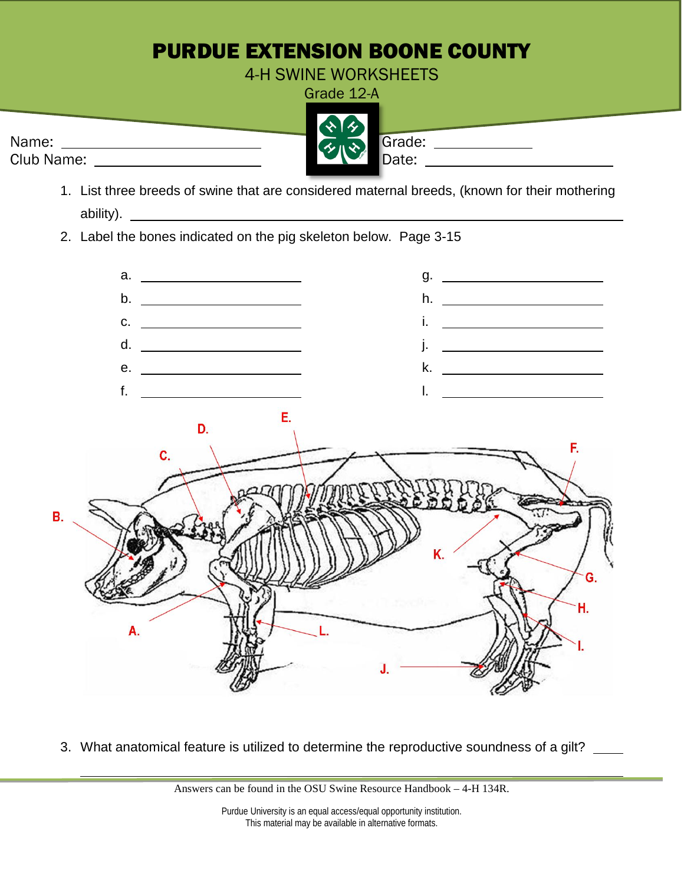# PURDUE EXTENSION BOONE COUNTY

4-H SWINE WORKSHEETS

Grade 12-A

Name: ______________________

Club Name: ______________________

Grade: ____________

Date: ______________________

1. List three breeds of swine that are considered maternal breeds, (known for their mothering ability). ______________________________________________

2. Label the bones indicated on the pig skeleton below. Page 3-15

| | | | |
|---|---|---|---|
| a. | ______________ | g. | ______________ |
| b. | ______________ | h. | ______________ |
| c. | ______________ | i. | ______________ |
| d. | ______________ | j. | ______________ |
| e. | ______________ | k. | ______________ |
| f. | ______________ | l. | ______________ |

3. What anatomical feature is utilized to determine the reproductive soundness of a gilt? ____

______________________________________________

Answers can be found in the OSU Swine Resource Handbook – 4-H 134R.

Purdue University is an equal access/equal opportunity institution.
This material may be available in alternative formats.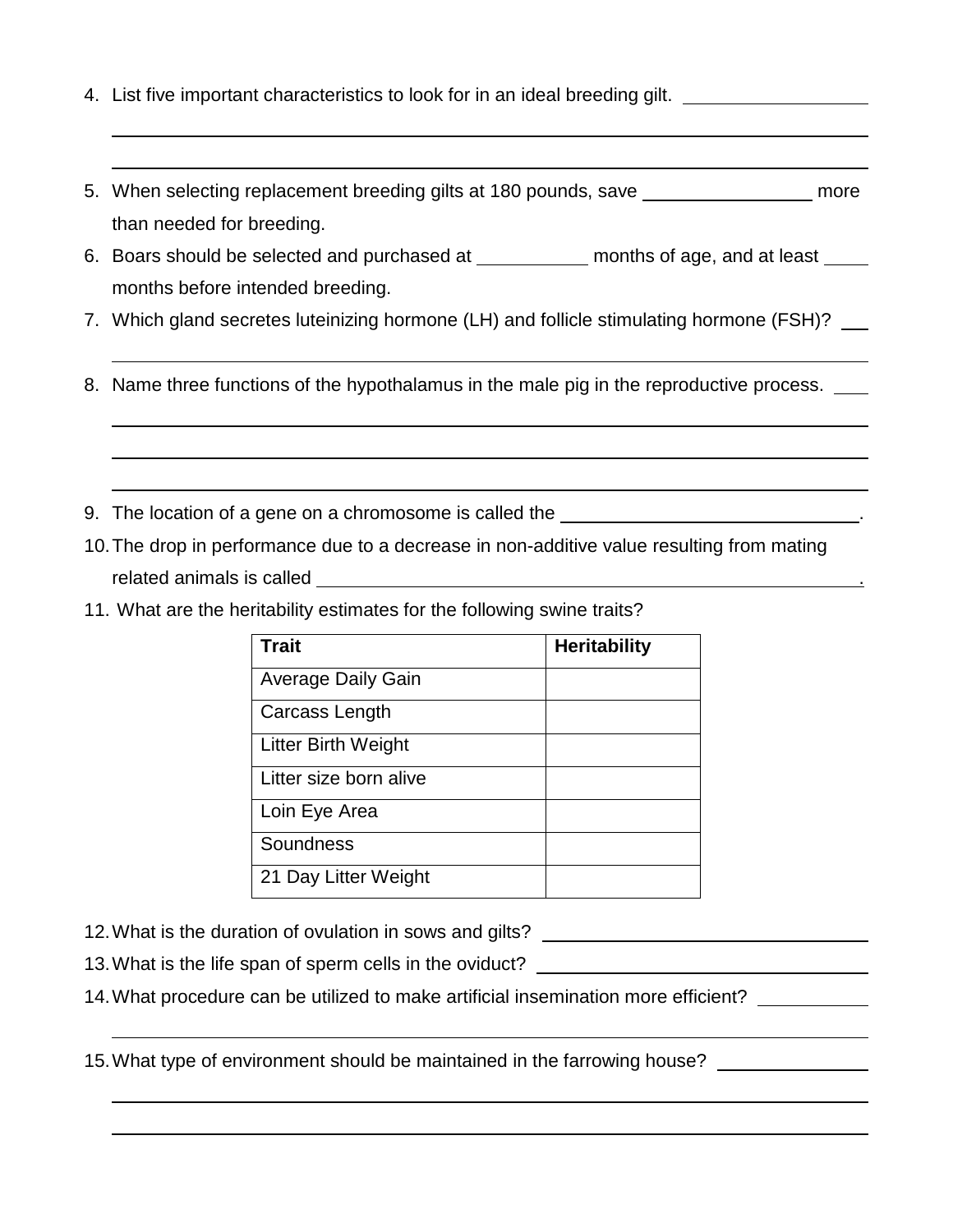4. List five important characteristics to look for in an ideal breeding gilt. ______________________________

_______________________________________________________________________________

_______________________________________________________________________________

5. When selecting replacement breeding gilts at 180 pounds, save ______________ more than needed for breeding.
6. Boars should be selected and purchased at __________ months of age, and at least ____ months before intended breeding.
7. Which gland secretes luteinizing hormone (LH) and follicle stimulating hormone (FSH)? ___

_______________________________________________________________________________

8. Name three functions of the hypothalamus in the male pig in the reproductive process. ___

_______________________________________________________________________________

_______________________________________________________________________________

_______________________________________________________________________________

9. The location of a gene on a chromosome is called the ____________________________.
10. The drop in performance due to a decrease in non-additive value resulting from mating related animals is called ________________________________________________.
11. What are the heritability estimates for the following swine traits?

| Trait | Heritability |
| --- | --- |
| Average Daily Gain | |
| Carcass Length | |
| Litter Birth Weight | |
| Litter size born alive | |
| Loin Eye Area | |
| Soundness | |
| 21 Day Litter Weight | |

12. What is the duration of ovulation in sows and gilts? ______________________________
13. What is the life span of sperm cells in the oviduct? ______________________________
14. What procedure can be utilized to make artificial insemination more efficient? __________

_______________________________________________________________________________

15. What type of environment should be maintained in the farrowing house? ______________

_______________________________________________________________________________

_______________________________________________________________________________